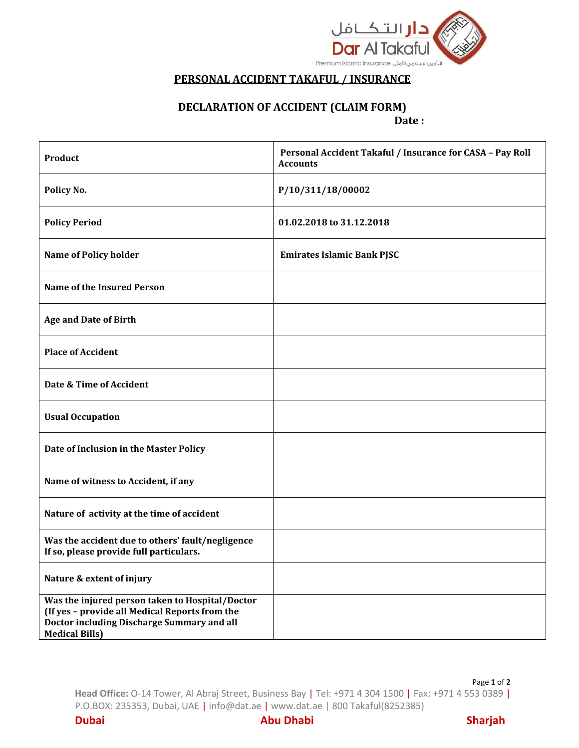دار التكافل
Dar Al Takaful
Premium Islamic Insurance التأمين الإسلامي الأمثل

# PERSONAL ACCIDENT TAKAFUL / INSURANCE

## DECLARATION OF ACCIDENT (CLAIM FORM)

**Date :**

| | |
|---|---|
| **Product** | **Personal Accident Takaful / Insurance for CASA – Pay Roll Accounts** |
| **Policy No.** | **P/10/311/18/00002** |
| **Policy Period** | **01.02.2018 to 31.12.2018** |
| **Name of Policy holder** | **Emirates Islamic Bank PJSC** |
| **Name of the Insured Person** | |
| **Age and Date of Birth** | |
| **Place of Accident** | |
| **Date & Time of Accident** | |
| **Usual Occupation** | |
| **Date of Inclusion in the Master Policy** | |
| **Name of witness to Accident, if any** | |
| **Nature of activity at the time of accident** | |
| **Was the accident due to others' fault/negligence If so, please provide full particulars.** | |
| **Nature & extent of injury** | |
| **Was the injured person taken to Hospital/Doctor (If yes – provide all Medical Reports from the Doctor including Discharge Summary and all Medical Bills)** | |

**Head Office:** O-14 Tower, Al Abraj Street, Business Bay | Tel: +971 4 304 1500 | Fax: +971 4 553 0389 | P.O.BOX: 235353, Dubai, UAE | info@dat.ae | www.dat.ae | 800 Takaful(8252385)

**Dubai** **Abu Dhabi** **Sharjah**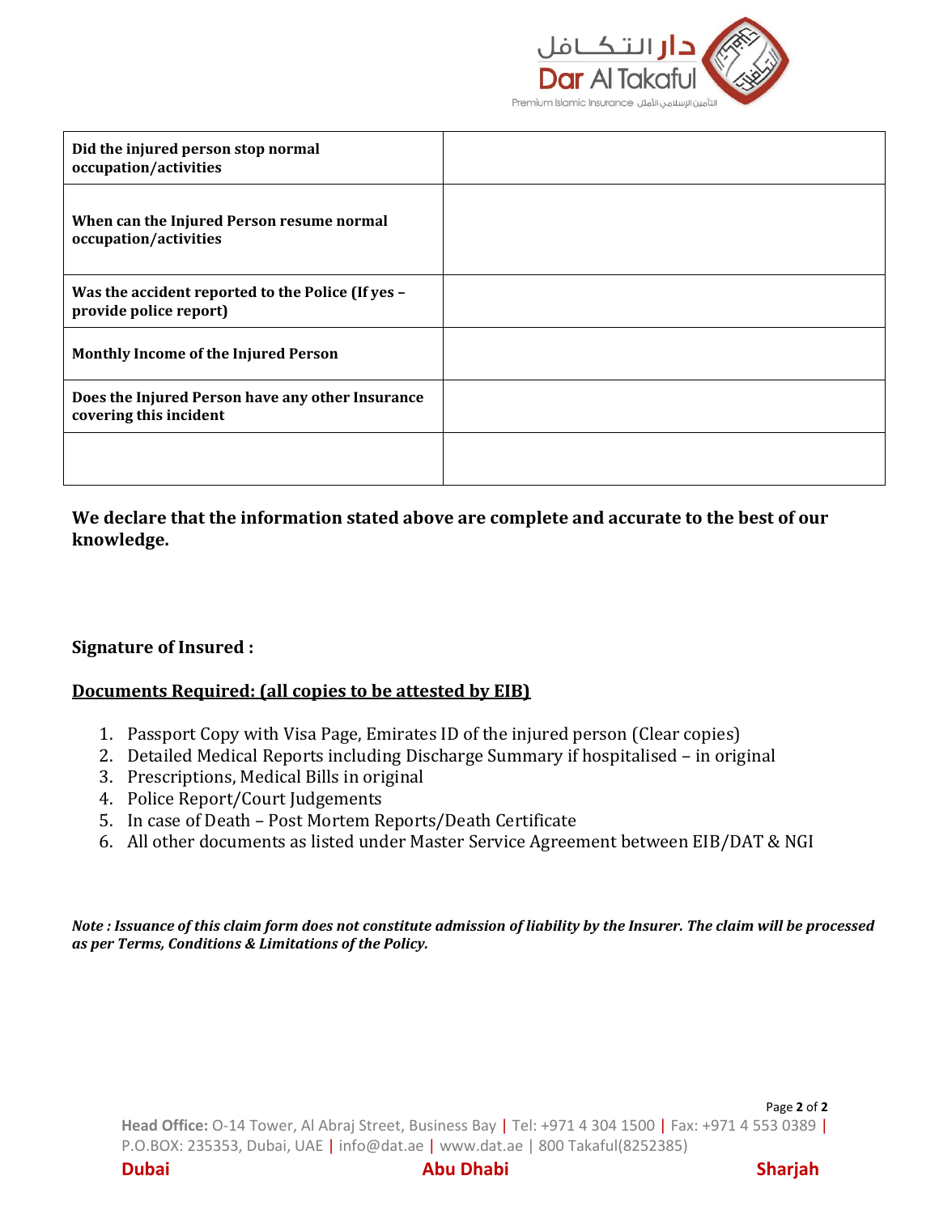| | |
|---|---|
| **Did the injured person stop normal occupation/activities** | |
| **When can the Injured Person resume normal occupation/activities** | |
| **Was the accident reported to the Police (If yes – provide police report)** | |
| **Monthly Income of the Injured Person** | |
| **Does the Injured Person have any other Insurance covering this incident** | |
| | |

**We declare that the information stated above are complete and accurate to the best of our knowledge.**

**Signature of Insured :**

**Documents Required: (all copies to be attested by EIB)**

1. Passport Copy with Visa Page, Emirates ID of the injured person (Clear copies)
2. Detailed Medical Reports including Discharge Summary if hospitalised – in original
3. Prescriptions, Medical Bills in original
4. Police Report/Court Judgements
5. In case of Death – Post Mortem Reports/Death Certificate
6. All other documents as listed under Master Service Agreement between EIB/DAT & NGI

***Note : Issuance of this claim form does not constitute admission of liability by the Insurer. The claim will be processed as per Terms, Conditions & Limitations of the Policy.***